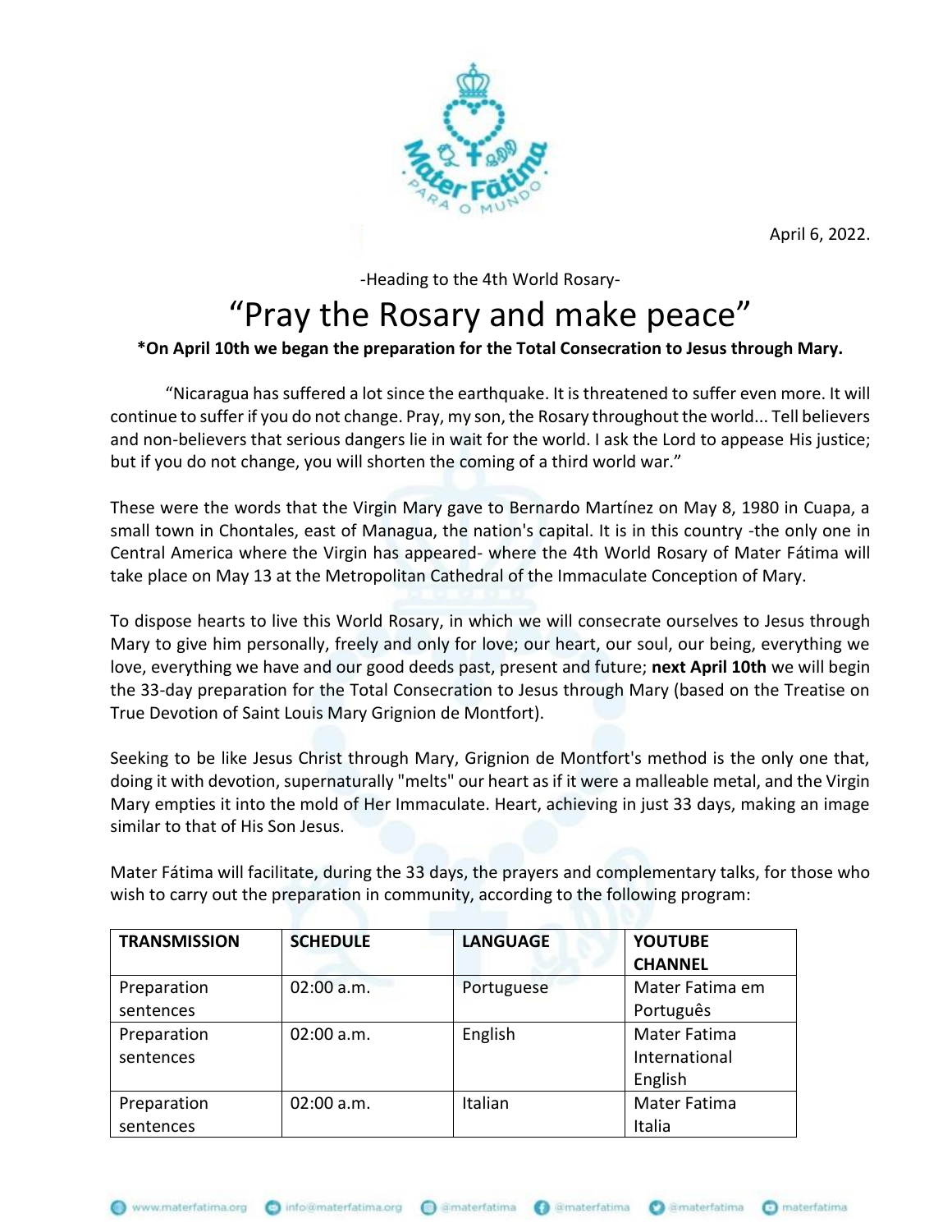April 6, 2022.

-Heading to the 4th World Rosary-

# “Pray the Rosary and make peace”

**\*On April 10th we began the preparation for the Total Consecration to Jesus through Mary.**

“Nicaragua has suffered a lot since the earthquake. It is threatened to suffer even more. It will continue to suffer if you do not change. Pray, my son, the Rosary throughout the world... Tell believers and non-believers that serious dangers lie in wait for the world. I ask the Lord to appease His justice; but if you do not change, you will shorten the coming of a third world war.”

These were the words that the Virgin Mary gave to Bernardo Martínez on May 8, 1980 in Cuapa, a small town in Chontales, east of Managua, the nation's capital. It is in this country -the only one in Central America where the Virgin has appeared- where the 4th World Rosary of Mater Fátima will take place on May 13 at the Metropolitan Cathedral of the Immaculate Conception of Mary.

To dispose hearts to live this World Rosary, in which we will consecrate ourselves to Jesus through Mary to give him personally, freely and only for love; our heart, our soul, our being, everything we love, everything we have and our good deeds past, present and future; **next April 10th** we will begin the 33-day preparation for the Total Consecration to Jesus through Mary (based on the Treatise on True Devotion of Saint Louis Mary Grignion de Montfort).

Seeking to be like Jesus Christ through Mary, Grignion de Montfort's method is the only one that, doing it with devotion, supernaturally "melts" our heart as if it were a malleable metal, and the Virgin Mary empties it into the mold of Her Immaculate. Heart, achieving in just 33 days, making an image similar to that of His Son Jesus.

Mater Fátima will facilitate, during the 33 days, the prayers and complementary talks, for those who wish to carry out the preparation in community, according to the following program:

| TRANSMISSION | SCHEDULE | LANGUAGE | YOUTUBE CHANNEL |
|---|---|---|---|
| Preparation sentences | 02:00 a.m. | Portuguese | Mater Fatima em Português |
| Preparation sentences | 02:00 a.m. | English | Mater Fatima International English |
| Preparation sentences | 02:00 a.m. | Italian | Mater Fatima Italia |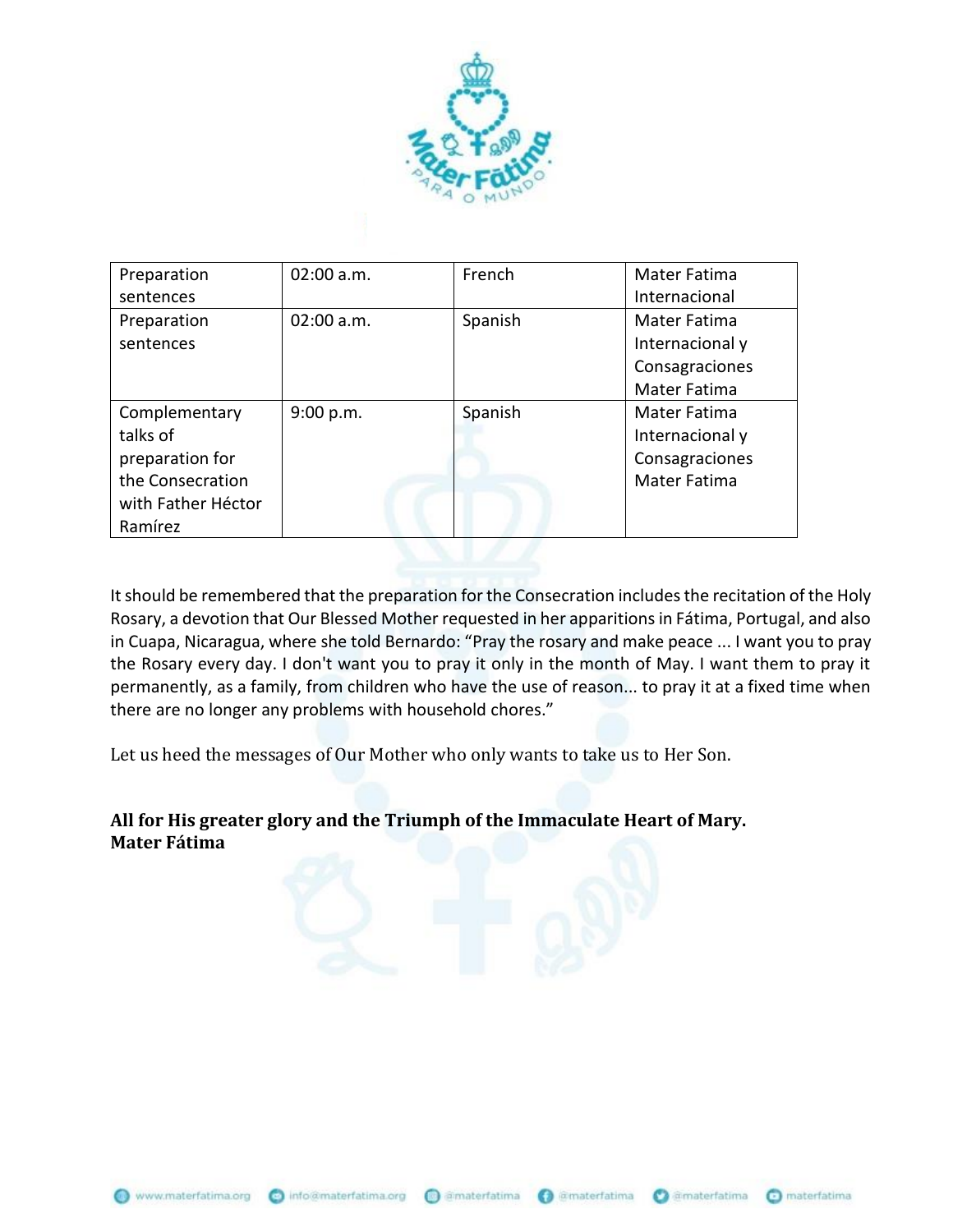| | | | |
|---|---|---|---|
| Preparation sentences | 02:00 a.m. | French | Mater Fatima Internacional |
| Preparation sentences | 02:00 a.m. | Spanish | Mater Fatima Internacional y Consagraciones Mater Fatima |
| Complementary talks of preparation for the Consecration with Father Héctor Ramírez | 9:00 p.m. | Spanish | Mater Fatima Internacional y Consagraciones Mater Fatima |

It should be remembered that the preparation for the Consecration includes the recitation of the Holy Rosary, a devotion that Our Blessed Mother requested in her apparitions in Fátima, Portugal, and also in Cuapa, Nicaragua, where she told Bernardo: "Pray the rosary and make peace ... I want you to pray the Rosary every day. I don't want you to pray it only in the month of May. I want them to pray it permanently, as a family, from children who have the use of reason... to pray it at a fixed time when there are no longer any problems with household chores."

Let us heed the messages of Our Mother who only wants to take us to Her Son.

**All for His greater glory and the Triumph of the Immaculate Heart of Mary.**
**Mater Fátima**